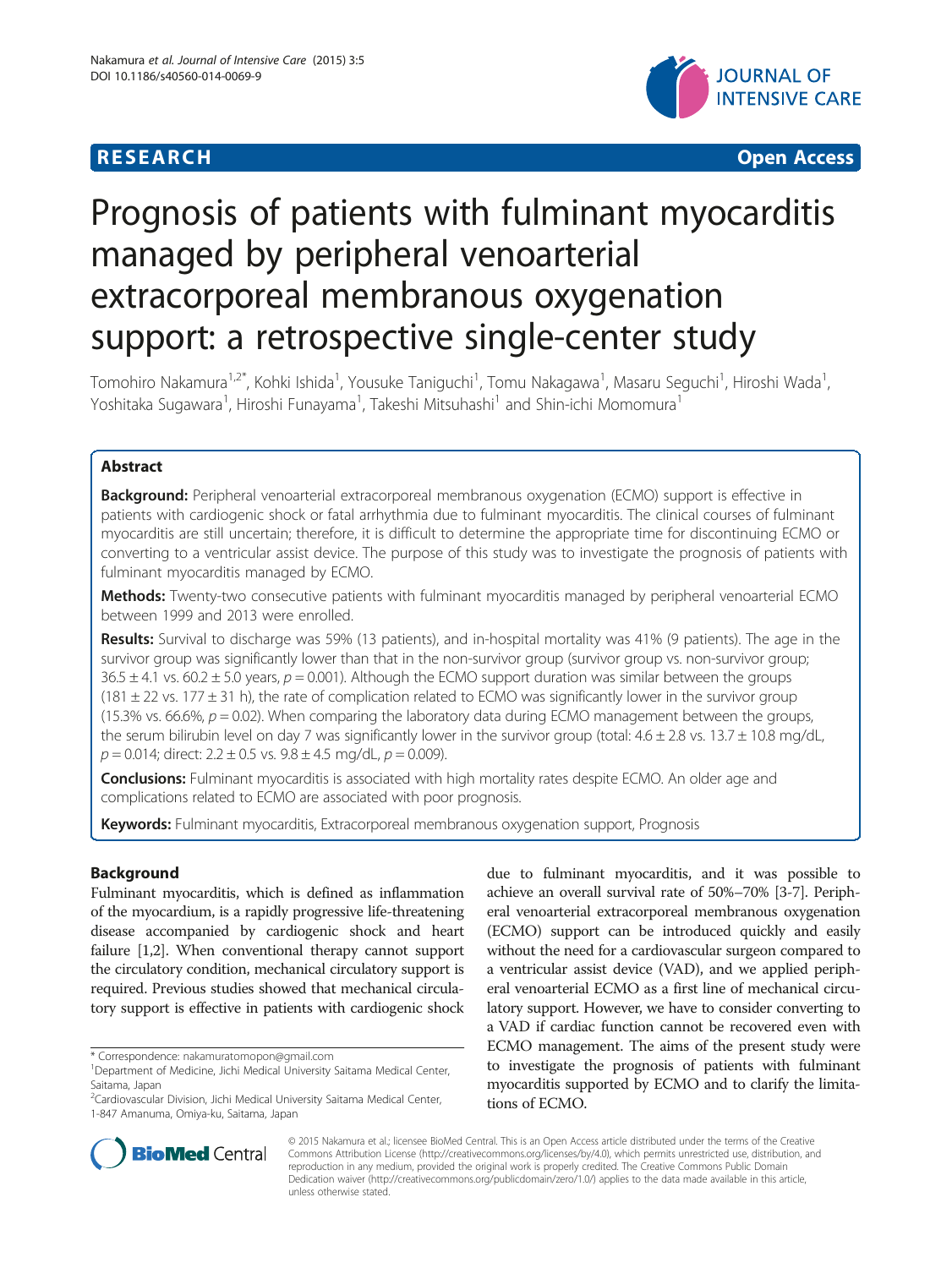**RESEARCH** **Open Access**

# Prognosis of patients with fulminant myocarditis managed by peripheral venoarterial extracorporeal membranous oxygenation support: a retrospective single-center study

Tomohiro Nakamura[1,2*], Kohki Ishida[1], Yousuke Taniguchi[1], Tomu Nakagawa[1], Masaru Seguchi[1], Hiroshi Wada[1], Yoshitaka Sugawara[1], Hiroshi Funayama[1], Takeshi Mitsuhashi[1] and Shin-ichi Momomura[1]

## Abstract

**Background:** Peripheral venoarterial extracorporeal membranous oxygenation (ECMO) support is effective in patients with cardiogenic shock or fatal arrhythmia due to fulminant myocarditis. The clinical courses of fulminant myocarditis are still uncertain; therefore, it is difficult to determine the appropriate time for discontinuing ECMO or converting to a ventricular assist device. The purpose of this study was to investigate the prognosis of patients with fulminant myocarditis managed by ECMO.

**Methods:** Twenty-two consecutive patients with fulminant myocarditis managed by peripheral venoarterial ECMO between 1999 and 2013 were enrolled.

**Results:** Survival to discharge was 59% (13 patients), and in-hospital mortality was 41% (9 patients). The age in the survivor group was significantly lower than that in the non-survivor group (survivor group vs. non-survivor group; 36.5 ± 4.1 vs. 60.2 ± 5.0 years, $p = 0.001$). Although the ECMO support duration was similar between the groups (181 ± 22 vs. 177 ± 31 h), the rate of complication related to ECMO was significantly lower in the survivor group (15.3% vs. 66.6%, $p = 0.02$). When comparing the laboratory data during ECMO management between the groups, the serum bilirubin level on day 7 was significantly lower in the survivor group (total: 4.6 ± 2.8 vs. 13.7 ± 10.8 mg/dL, $p = 0.014$; direct: 2.2 ± 0.5 vs. 9.8 ± 4.5 mg/dL, $p = 0.009$).

**Conclusions:** Fulminant myocarditis is associated with high mortality rates despite ECMO. An older age and complications related to ECMO are associated with poor prognosis.

**Keywords:** Fulminant myocarditis, Extracorporeal membranous oxygenation support, Prognosis

## Background

Fulminant myocarditis, which is defined as inflammation of the myocardium, is a rapidly progressive life-threatening disease accompanied by cardiogenic shock and heart failure [1,2]. When conventional therapy cannot support the circulatory condition, mechanical circulatory support is required. Previous studies showed that mechanical circulatory support is effective in patients with cardiogenic shock due to fulminant myocarditis, and it was possible to achieve an overall survival rate of 50%–70% [3-7]. Peripheral venoarterial extracorporeal membranous oxygenation (ECMO) support can be introduced quickly and easily without the need for a cardiovascular surgeon compared to a ventricular assist device (VAD), and we applied peripheral venoarterial ECMO as a first line of mechanical circulatory support. However, we have to consider converting to a VAD if cardiac function cannot be recovered even with ECMO management. The aims of the present study were to investigate the prognosis of patients with fulminant myocarditis supported by ECMO and to clarify the limitations of ECMO.

\* Correspondence: nakamuratomopon@gmail.com
[1]Department of Medicine, Jichi Medical University Saitama Medical Center, Saitama, Japan
[2]Cardiovascular Division, Jichi Medical University Saitama Medical Center, 1-847 Amanuma, Omiya-ku, Saitama, Japan

© 2015 Nakamura et al.; licensee BioMed Central. This is an Open Access article distributed under the terms of the Creative Commons Attribution License (http://creativecommons.org/licenses/by/4.0), which permits unrestricted use, distribution, and reproduction in any medium, provided the original work is properly credited. The Creative Commons Public Domain Dedication waiver (http://creativecommons.org/publicdomain/zero/1.0/) applies to the data made available in this article, unless otherwise stated.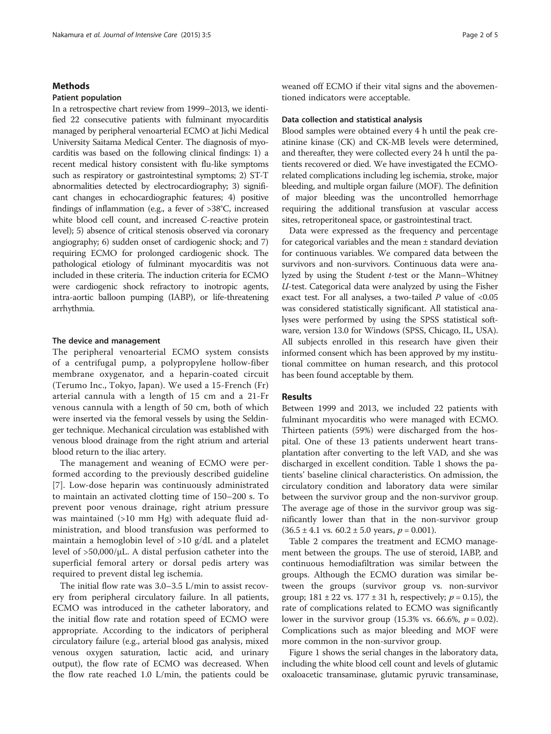## Methods

### Patient population

In a retrospective chart review from 1999–2013, we identified 22 consecutive patients with fulminant myocarditis managed by peripheral venoarterial ECMO at Jichi Medical University Saitama Medical Center. The diagnosis of myocarditis was based on the following clinical findings: 1) a recent medical history consistent with flu-like symptoms such as respiratory or gastrointestinal symptoms; 2) ST-T abnormalities detected by electrocardiography; 3) significant changes in echocardiographic features; 4) positive findings of inflammation (e.g., a fever of >38°C, increased white blood cell count, and increased C-reactive protein level); 5) absence of critical stenosis observed via coronary angiography; 6) sudden onset of cardiogenic shock; and 7) requiring ECMO for prolonged cardiogenic shock. The pathological etiology of fulminant myocarditis was not included in these criteria. The induction criteria for ECMO were cardiogenic shock refractory to inotropic agents, intra-aortic balloon pumping (IABP), or life-threatening arrhythmia.

### The device and management

The peripheral venoarterial ECMO system consists of a centrifugal pump, a polypropylene hollow-fiber membrane oxygenator, and a heparin-coated circuit (Terumo Inc., Tokyo, Japan). We used a 15-French (Fr) arterial cannula with a length of 15 cm and a 21-Fr venous cannula with a length of 50 cm, both of which were inserted via the femoral vessels by using the Seldinger technique. Mechanical circulation was established with venous blood drainage from the right atrium and arterial blood return to the iliac artery.

The management and weaning of ECMO were performed according to the previously described guideline [7]. Low-dose heparin was continuously administrated to maintain an activated clotting time of 150–200 s. To prevent poor venous drainage, right atrium pressure was maintained (>10 mm Hg) with adequate fluid administration, and blood transfusion was performed to maintain a hemoglobin level of >10 g/dL and a platelet level of >50,000/μL. A distal perfusion catheter into the superficial femoral artery or dorsal pedis artery was required to prevent distal leg ischemia.

The initial flow rate was 3.0–3.5 L/min to assist recovery from peripheral circulatory failure. In all patients, ECMO was introduced in the catheter laboratory, and the initial flow rate and rotation speed of ECMO were appropriate. According to the indicators of peripheral circulatory failure (e.g., arterial blood gas analysis, mixed venous oxygen saturation, lactic acid, and urinary output), the flow rate of ECMO was decreased. When the flow rate reached 1.0 L/min, the patients could be weaned off ECMO if their vital signs and the abovementioned indicators were acceptable.

### Data collection and statistical analysis

Blood samples were obtained every 4 h until the peak creatinine kinase (CK) and CK-MB levels were determined, and thereafter, they were collected every 24 h until the patients recovered or died. We have investigated the ECMO-related complications including leg ischemia, stroke, major bleeding, and multiple organ failure (MOF). The definition of major bleeding was the uncontrolled hemorrhage requiring the additional transfusion at vascular access sites, retroperitoneal space, or gastrointestinal tract.

Data were expressed as the frequency and percentage for categorical variables and the mean ± standard deviation for continuous variables. We compared data between the survivors and non-survivors. Continuous data were analyzed by using the Student *t*-test or the Mann–Whitney *U*-test. Categorical data were analyzed by using the Fisher exact test. For all analyses, a two-tailed $P$ value of <0.05 was considered statistically significant. All statistical analyses were performed by using the SPSS statistical software, version 13.0 for Windows (SPSS, Chicago, IL, USA). All subjects enrolled in this research have given their informed consent which has been approved by my institutional committee on human research, and this protocol has been found acceptable by them.

## Results

Between 1999 and 2013, we included 22 patients with fulminant myocarditis who were managed with ECMO. Thirteen patients (59%) were discharged from the hospital. One of these 13 patients underwent heart transplantation after converting to the left VAD, and she was discharged in excellent condition. Table 1 shows the patients' baseline clinical characteristics. On admission, the circulatory condition and laboratory data were similar between the survivor group and the non-survivor group. The average age of those in the survivor group was significantly lower than that in the non-survivor group (36.5 ± 4.1 vs. 60.2 ± 5.0 years, $p = 0.001$).

Table 2 compares the treatment and ECMO management between the groups. The use of steroid, IABP, and continuous hemodiafiltration was similar between the groups. Although the ECMO duration was similar between the groups (survivor group vs. non-survivor group; 181 ± 22 vs. 177 ± 31 h, respectively; $p = 0.15$), the rate of complications related to ECMO was significantly lower in the survivor group (15.3% vs. 66.6%, $p = 0.02$). Complications such as major bleeding and MOF were more common in the non-survivor group.

Figure 1 shows the serial changes in the laboratory data, including the white blood cell count and levels of glutamic oxaloacetic transaminase, glutamic pyruvic transaminase,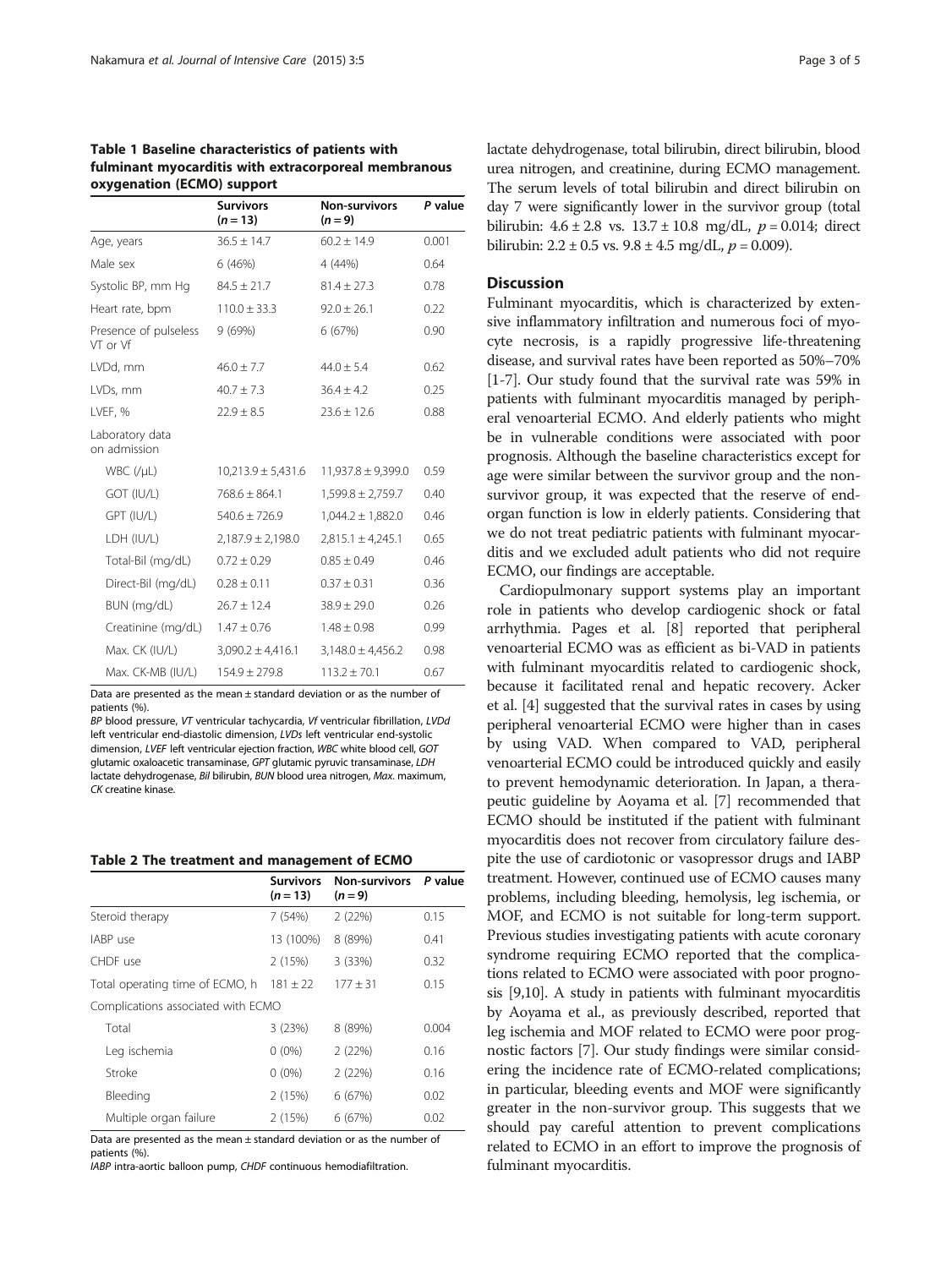**Table 1 Baseline characteristics of patients with fulminant myocarditis with extracorporeal membranous oxygenation (ECMO) support**

| | Survivors (n = 13) | Non-survivors (n = 9) | P value |
|---|---|---|---|
| Age, years | 36.5 ± 14.7 | 60.2 ± 14.9 | 0.001 |
| Male sex | 6 (46%) | 4 (44%) | 0.64 |
| Systolic BP, mm Hg | 84.5 ± 21.7 | 81.4 ± 27.3 | 0.78 |
| Heart rate, bpm | 110.0 ± 33.3 | 92.0 ± 26.1 | 0.22 |
| Presence of pulseless VT or Vf | 9 (69%) | 6 (67%) | 0.90 |
| LVDd, mm | 46.0 ± 7.7 | 44.0 ± 5.4 | 0.62 |
| LVDs, mm | 40.7 ± 7.3 | 36.4 ± 4.2 | 0.25 |
| LVEF, % | 22.9 ± 8.5 | 23.6 ± 12.6 | 0.88 |
| Laboratory data on admission | | | |
| WBC (/μL) | 10,213.9 ± 5,431.6 | 11,937.8 ± 9,399.0 | 0.59 |
| GOT (IU/L) | 768.6 ± 864.1 | 1,599.8 ± 2,759.7 | 0.40 |
| GPT (IU/L) | 540.6 ± 726.9 | 1,044.2 ± 1,882.0 | 0.46 |
| LDH (IU/L) | 2,187.9 ± 2,198.0 | 2,815.1 ± 4,245.1 | 0.65 |
| Total-Bil (mg/dL) | 0.72 ± 0.29 | 0.85 ± 0.49 | 0.46 |
| Direct-Bil (mg/dL) | 0.28 ± 0.11 | 0.37 ± 0.31 | 0.36 |
| BUN (mg/dL) | 26.7 ± 12.4 | 38.9 ± 29.0 | 0.26 |
| Creatinine (mg/dL) | 1.47 ± 0.76 | 1.48 ± 0.98 | 0.99 |
| Max. CK (IU/L) | 3,090.2 ± 4,416.1 | 3,148.0 ± 4,456.2 | 0.98 |
| Max. CK-MB (IU/L) | 154.9 ± 279.8 | 113.2 ± 70.1 | 0.67 |

Data are presented as the mean ± standard deviation or as the number of patients (%).
*BP* blood pressure, *VT* ventricular tachycardia, *Vf* ventricular fibrillation, *LVDd* left ventricular end-diastolic dimension, *LVDs* left ventricular end-systolic dimension, *LVEF* left ventricular ejection fraction, *WBC* white blood cell, *GOT* glutamic oxaloacetic transaminase, *GPT* glutamic pyruvic transaminase, *LDH* lactate dehydrogenase, *Bil* bilirubin, *BUN* blood urea nitrogen, *Max.* maximum, *CK* creatine kinase.

**Table 2 The treatment and management of ECMO**

| | Survivors (n = 13) | Non-survivors (n = 9) | P value |
|---|---|---|---|
| Steroid therapy | 7 (54%) | 2 (22%) | 0.15 |
| IABP use | 13 (100%) | 8 (89%) | 0.41 |
| CHDF use | 2 (15%) | 3 (33%) | 0.32 |
| Total operating time of ECMO, h | 181 ± 22 | 177 ± 31 | 0.15 |
| Complications associated with ECMO | | | |
| Total | 3 (23%) | 8 (89%) | 0.004 |
| Leg ischemia | 0 (0%) | 2 (22%) | 0.16 |
| Stroke | 0 (0%) | 2 (22%) | 0.16 |
| Bleeding | 2 (15%) | 6 (67%) | 0.02 |
| Multiple organ failure | 2 (15%) | 6 (67%) | 0.02 |

Data are presented as the mean ± standard deviation or as the number of patients (%).
*IABP* intra-aortic balloon pump, *CHDF* continuous hemodiafiltration.

lactate dehydrogenase, total bilirubin, direct bilirubin, blood urea nitrogen, and creatinine, during ECMO management. The serum levels of total bilirubin and direct bilirubin on day 7 were significantly lower in the survivor group (total bilirubin: 4.6 ± 2.8 vs. 13.7 ± 10.8 mg/dL, $p = 0.014$; direct bilirubin: 2.2 ± 0.5 vs. 9.8 ± 4.5 mg/dL, $p = 0.009$).

## Discussion

Fulminant myocarditis, which is characterized by extensive inflammatory infiltration and numerous foci of myocyte necrosis, is a rapidly progressive life-threatening disease, and survival rates have been reported as 50%–70% [1-7]. Our study found that the survival rate was 59% in patients with fulminant myocarditis managed by peripheral venoarterial ECMO. And elderly patients who might be in vulnerable conditions were associated with poor prognosis. Although the baseline characteristics except for age were similar between the survivor group and the non-survivor group, it was expected that the reserve of end-organ function is low in elderly patients. Considering that we do not treat pediatric patients with fulminant myocarditis and we excluded adult patients who did not require ECMO, our findings are acceptable.

Cardiopulmonary support systems play an important role in patients who develop cardiogenic shock or fatal arrhythmia. Pages et al. [8] reported that peripheral venoarterial ECMO was as efficient as bi-VAD in patients with fulminant myocarditis related to cardiogenic shock, because it facilitated renal and hepatic recovery. Acker et al. [4] suggested that the survival rates in cases by using peripheral venoarterial ECMO were higher than in cases by using VAD. When compared to VAD, peripheral venoarterial ECMO could be introduced quickly and easily to prevent hemodynamic deterioration. In Japan, a therapeutic guideline by Aoyama et al. [7] recommended that ECMO should be instituted if the patient with fulminant myocarditis does not recover from circulatory failure despite the use of cardiotonic or vasopressor drugs and IABP treatment. However, continued use of ECMO causes many problems, including bleeding, hemolysis, leg ischemia, or MOF, and ECMO is not suitable for long-term support. Previous studies investigating patients with acute coronary syndrome requiring ECMO reported that the complications related to ECMO were associated with poor prognosis [9,10]. A study in patients with fulminant myocarditis by Aoyama et al., as previously described, reported that leg ischemia and MOF related to ECMO were poor prognostic factors [7]. Our study findings were similar considering the incidence rate of ECMO-related complications; in particular, bleeding events and MOF were significantly greater in the non-survivor group. This suggests that we should pay careful attention to prevent complications related to ECMO in an effort to improve the prognosis of fulminant myocarditis.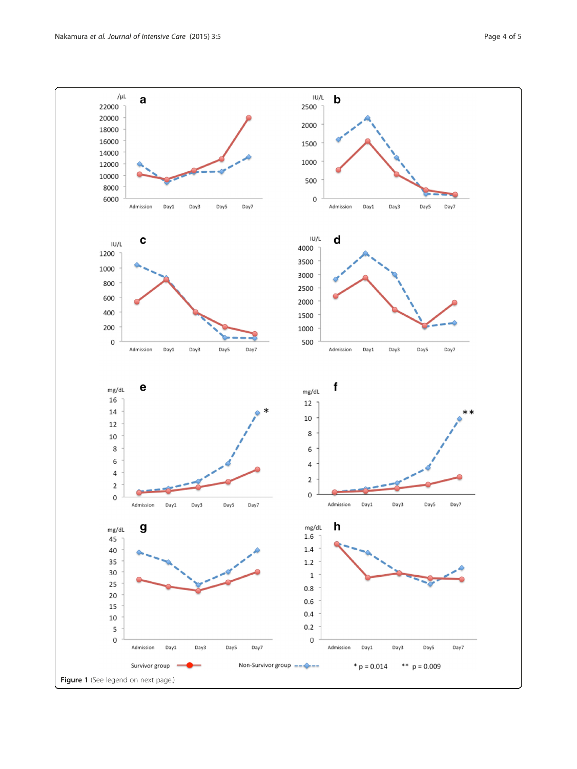Figure 1 (See legend on next page.)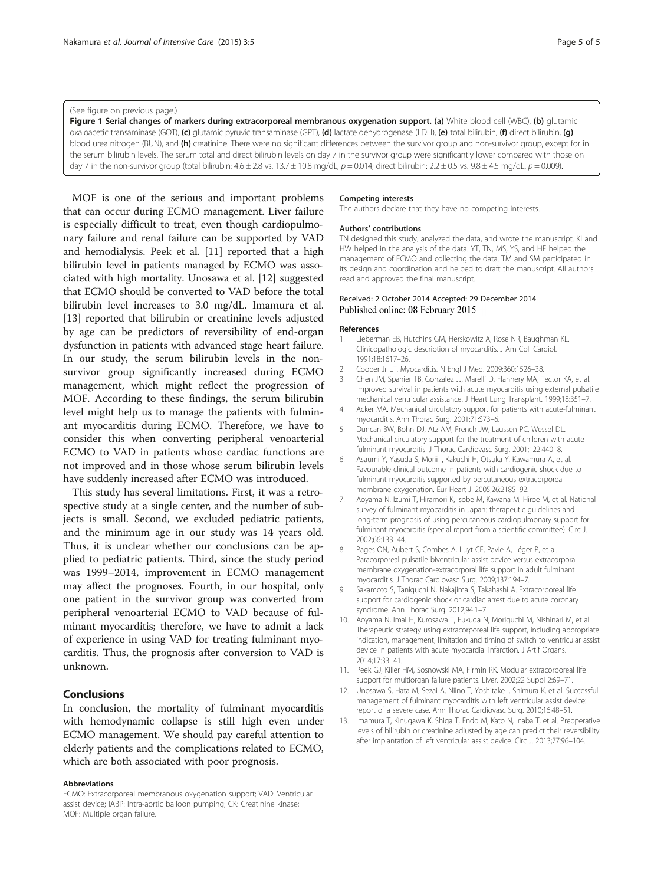(See figure on previous page.)

**Figure 1 Serial changes of markers during extracorporeal membranous oxygenation support. (a)** White blood cell (WBC), **(b)** glutamic oxaloacetic transaminase (GOT), **(c)** glutamic pyruvic transaminase (GPT), **(d)** lactate dehydrogenase (LDH), **(e)** total bilirubin, **(f)** direct bilirubin, **(g)** blood urea nitrogen (BUN), and **(h)** creatinine. There were no significant differences between the survivor group and non-survivor group, except for in the serum bilirubin levels. The serum total and direct bilirubin levels on day 7 in the survivor group were significantly lower compared with those on day 7 in the non-survivor group (total bilirubin: 4.6 ± 2.8 vs. 13.7 ± 10.8 mg/dL, $p = 0.014$; direct bilirubin: 2.2 ± 0.5 vs. 9.8 ± 4.5 mg/dL, $p = 0.009$).

MOF is one of the serious and important problems that can occur during ECMO management. Liver failure is especially difficult to treat, even though cardiopulmonary failure and renal failure can be supported by VAD and hemodialysis. Peek et al. [11] reported that a high bilirubin level in patients managed by ECMO was associated with high mortality. Unosawa et al. [12] suggested that ECMO should be converted to VAD before the total bilirubin level increases to 3.0 mg/dL. Imamura et al. [13] reported that bilirubin or creatinine levels adjusted by age can be predictors of reversibility of end-organ dysfunction in patients with advanced stage heart failure. In our study, the serum bilirubin levels in the non-survivor group significantly increased during ECMO management, which might reflect the progression of MOF. According to these findings, the serum bilirubin level might help us to manage the patients with fulminant myocarditis during ECMO. Therefore, we have to consider this when converting peripheral venoarterial ECMO to VAD in patients whose cardiac functions are not improved and in those whose serum bilirubin levels have suddenly increased after ECMO was introduced.

This study has several limitations. First, it was a retrospective study at a single center, and the number of subjects is small. Second, we excluded pediatric patients, and the minimum age in our study was 14 years old. Thus, it is unclear whether our conclusions can be applied to pediatric patients. Third, since the study period was 1999–2014, improvement in ECMO management may affect the prognoses. Fourth, in our hospital, only one patient in the survivor group was converted from peripheral venoarterial ECMO to VAD because of fulminant myocarditis; therefore, we have to admit a lack of experience in using VAD for treating fulminant myocarditis. Thus, the prognosis after conversion to VAD is unknown.

## Conclusions

In conclusion, the mortality of fulminant myocarditis with hemodynamic collapse is still high even under ECMO management. We should pay careful attention to elderly patients and the complications related to ECMO, which are both associated with poor prognosis.

#### Abbreviations

ECMO: Extracorporeal membranous oxygenation support; VAD: Ventricular assist device; IABP: Intra-aortic balloon pumping; CK: Creatinine kinase; MOF: Multiple organ failure.

#### Competing interests

The authors declare that they have no competing interests.

#### Authors' contributions

TN designed this study, analyzed the data, and wrote the manuscript. KI and HW helped in the analysis of the data. YT, TN, MS, YS, and HF helped the management of ECMO and collecting the data. TM and SM participated in its design and coordination and helped to draft the manuscript. All authors read and approved the final manuscript.

Received: 2 October 2014 Accepted: 29 December 2014
Published online: 08 February 2015

#### References

1. Lieberman EB, Hutchins GM, Herskowitz A, Rose NR, Baughman KL. Clinicopathologic description of myocarditis. J Am Coll Cardiol. 1991;18:1617–26.
2. Cooper Jr LT. Myocarditis. N Engl J Med. 2009;360:1526–38.
3. Chen JM, Spanier TB, Gonzalez JJ, Marelli D, Flannery MA, Tector KA, et al. Improved survival in patients with acute myocarditis using external pulsatile mechanical ventricular assistance. J Heart Lung Transplant. 1999;18:351–7.
4. Acker MA. Mechanical circulatory support for patients with acute-fulminant myocarditis. Ann Thorac Surg. 2001;71:S73–6.
5. Duncan BW, Bohn DJ, Atz AM, French JW, Laussen PC, Wessel DL. Mechanical circulatory support for the treatment of children with acute fulminant myocarditis. J Thorac Cardiovasc Surg. 2001;122:440–8.
6. Asaumi Y, Yasuda S, Morii I, Kakuchi H, Otsuka Y, Kawamura A, et al. Favourable clinical outcome in patients with cardiogenic shock due to fulminant myocarditis supported by percutaneous extracorporeal membrane oxygenation. Eur Heart J. 2005;26:2185–92.
7. Aoyama N, Izumi T, Hiramori K, Isobe M, Kawana M, Hiroe M, et al. National survey of fulminant myocarditis in Japan: therapeutic guidelines and long-term prognosis of using percutaneous cardiopulmonary support for fulminant myocarditis (special report from a scientific committee). Circ J. 2002;66:133–44.
8. Pages ON, Aubert S, Combes A, Luyt CE, Pavie A, Léger P, et al. Paracorporeal pulsatile biventricular assist device versus extracorporal membrane oxygenation-extracorporal life support in adult fulminant myocarditis. J Thorac Cardiovasc Surg. 2009;137:194–7.
9. Sakamoto S, Taniguchi N, Nakajima S, Takahashi A. Extracorporeal life support for cardiogenic shock or cardiac arrest due to acute coronary syndrome. Ann Thorac Surg. 2012;94:1–7.
10. Aoyama N, Imai H, Kurosawa T, Fukuda N, Moriguchi M, Nishinari M, et al. Therapeutic strategy using extracorporeal life support, including appropriate indication, management, limitation and timing of switch to ventricular assist device in patients with acute myocardial infarction. J Artif Organs. 2014;17:33–41.
11. Peek GJ, Killer HM, Sosnowski MA, Firmin RK. Modular extracorporeal life support for multiorgan failure patients. Liver. 2002;22 Suppl 2:69–71.
12. Unosawa S, Hata M, Sezai A, Niino T, Yoshitake I, Shimura K, et al. Successful management of fulminant myocarditis with left ventricular assist device: report of a severe case. Ann Thorac Cardiovasc Surg. 2010;16:48–51.
13. Imamura T, Kinugawa K, Shiga T, Endo M, Kato N, Inaba T, et al. Preoperative levels of bilirubin or creatinine adjusted by age can predict their reversibility after implantation of left ventricular assist device. Circ J. 2013;77:96–104.